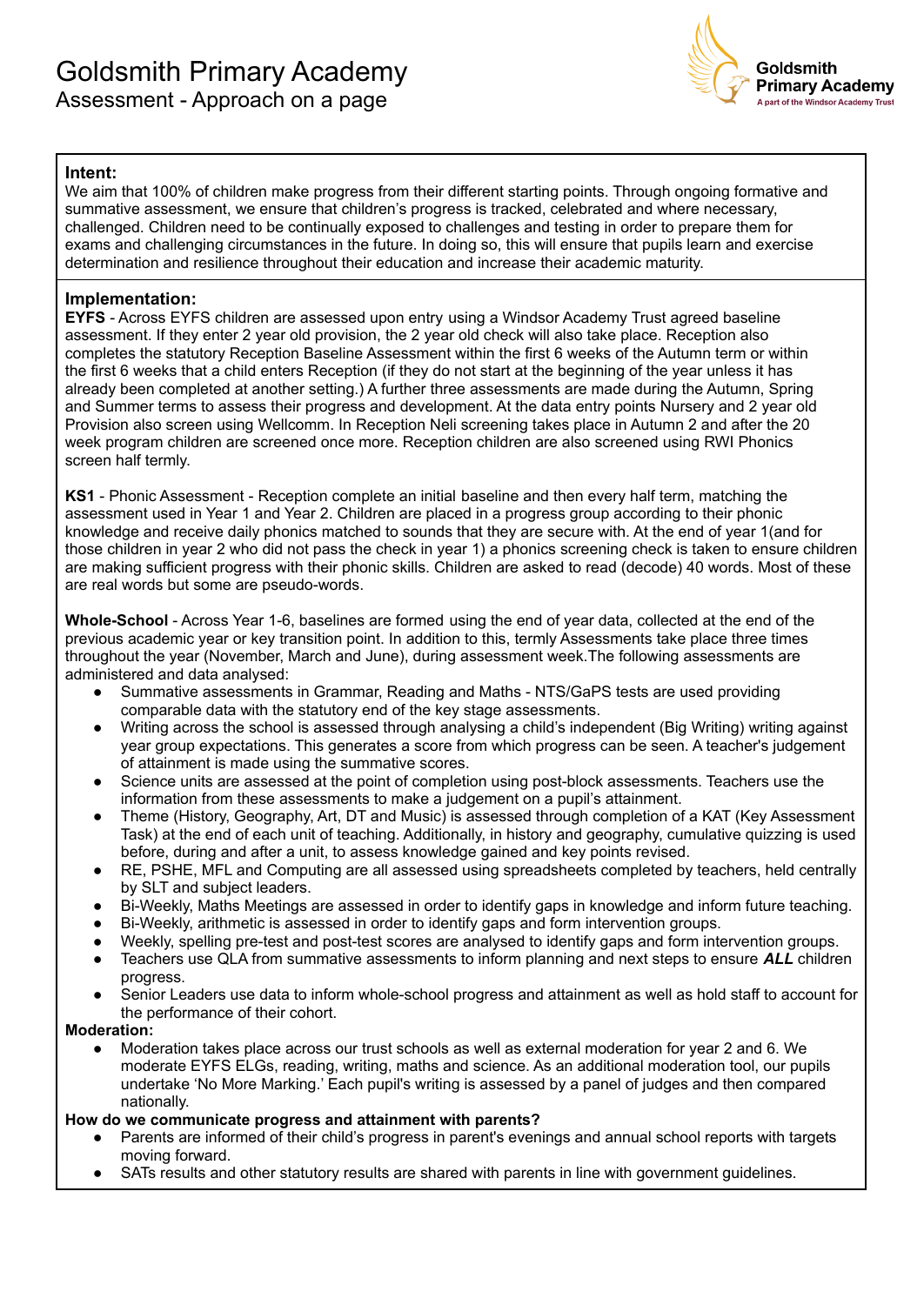# Goldsmith Primary Academy

## Assessment - Approach on a page

**Intent:**

We aim that 100% of children make progress from their different starting points. Through ongoing formative and summative assessment, we ensure that children's progress is tracked, celebrated and where necessary, challenged. Children need to be continually exposed to challenges and testing in order to prepare them for exams and challenging circumstances in the future. In doing so, this will ensure that pupils learn and exercise determination and resilience throughout their education and increase their academic maturity.

**Implementation:**

**EYFS** - Across EYFS children are assessed upon entry using a Windsor Academy Trust agreed baseline assessment. If they enter 2 year old provision, the 2 year old check will also take place. Reception also completes the statutory Reception Baseline Assessment within the first 6 weeks of the Autumn term or within the first 6 weeks that a child enters Reception (if they do not start at the beginning of the year unless it has already been completed at another setting.) A further three assessments are made during the Autumn, Spring and Summer terms to assess their progress and development. At the data entry points Nursery and 2 year old Provision also screen using Wellcomm. In Reception Neli screening takes place in Autumn 2 and after the 20 week program children are screened once more. Reception children are also screened using RWI Phonics screen half termly.

**KS1** - Phonic Assessment - Reception complete an initial baseline and then every half term, matching the assessment used in Year 1 and Year 2. Children are placed in a progress group according to their phonic knowledge and receive daily phonics matched to sounds that they are secure with. At the end of year 1(and for those children in year 2 who did not pass the check in year 1) a phonics screening check is taken to ensure children are making sufficient progress with their phonic skills. Children are asked to read (decode) 40 words. Most of these are real words but some are pseudo-words.

**Whole-School** - Across Year 1-6, baselines are formed using the end of year data, collected at the end of the previous academic year or key transition point. In addition to this, termly Assessments take place three times throughout the year (November, March and June), during assessment week.The following assessments are administered and data analysed:

- Summative assessments in Grammar, Reading and Maths - NTS/GaPS tests are used providing comparable data with the statutory end of the key stage assessments.
- Writing across the school is assessed through analysing a child's independent (Big Writing) writing against year group expectations. This generates a score from which progress can be seen. A teacher's judgement of attainment is made using the summative scores.
- Science units are assessed at the point of completion using post-block assessments. Teachers use the information from these assessments to make a judgement on a pupil's attainment.
- Theme (History, Geography, Art, DT and Music) is assessed through completion of a KAT (Key Assessment Task) at the end of each unit of teaching. Additionally, in history and geography, cumulative quizzing is used before, during and after a unit, to assess knowledge gained and key points revised.
- RE, PSHE, MFL and Computing are all assessed using spreadsheets completed by teachers, held centrally by SLT and subject leaders.
- Bi-Weekly, Maths Meetings are assessed in order to identify gaps in knowledge and inform future teaching.
- Bi-Weekly, arithmetic is assessed in order to identify gaps and form intervention groups.
- Weekly, spelling pre-test and post-test scores are analysed to identify gaps and form intervention groups.
- Teachers use QLA from summative assessments to inform planning and next steps to ensure ***ALL*** children progress.
- Senior Leaders use data to inform whole-school progress and attainment as well as hold staff to account for the performance of their cohort.

**Moderation:**

- Moderation takes place across our trust schools as well as external moderation for year 2 and 6. We moderate EYFS ELGs, reading, writing, maths and science. As an additional moderation tool, our pupils undertake 'No More Marking.' Each pupil's writing is assessed by a panel of judges and then compared nationally.

**How do we communicate progress and attainment with parents?**

- Parents are informed of their child's progress in parent's evenings and annual school reports with targets moving forward.
- SATs results and other statutory results are shared with parents in line with government guidelines.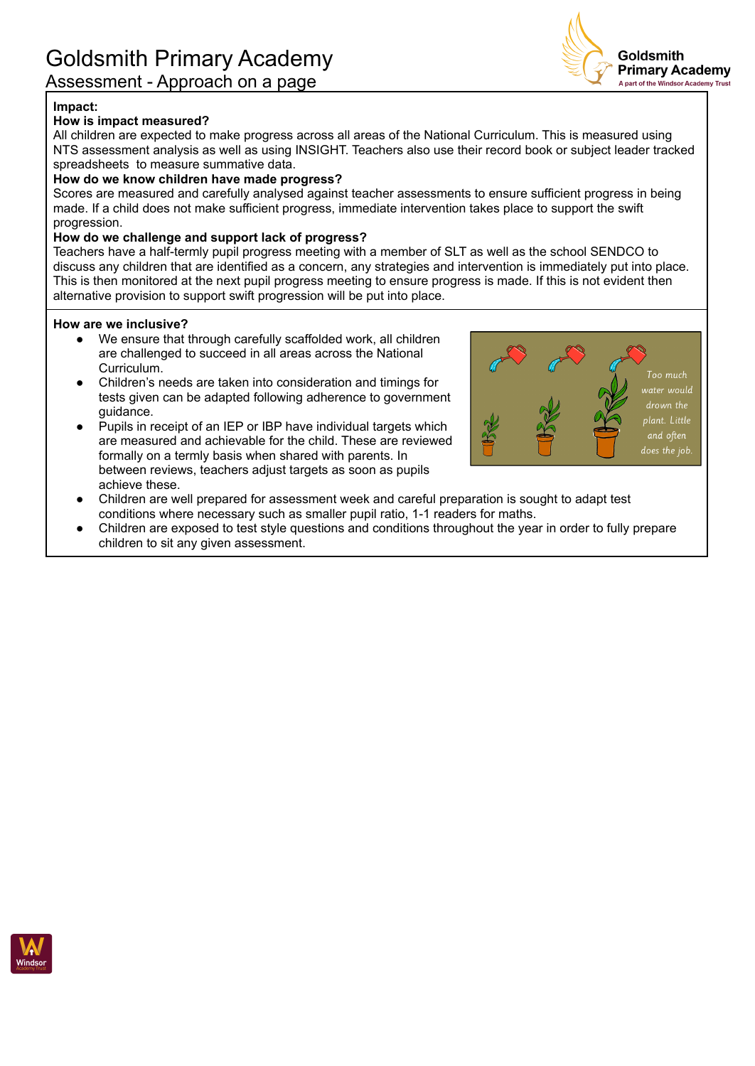# Goldsmith Primary Academy

## Assessment - Approach on a page

**Impact:**

**How is impact measured?**

All children are expected to make progress across all areas of the National Curriculum. This is measured using NTS assessment analysis as well as using INSIGHT. Teachers also use their record book or subject leader tracked spreadsheets to measure summative data.

**How do we know children have made progress?**

Scores are measured and carefully analysed against teacher assessments to ensure sufficient progress in being made. If a child does not make sufficient progress, immediate intervention takes place to support the swift progression.

**How do we challenge and support lack of progress?**

Teachers have a half-termly pupil progress meeting with a member of SLT as well as the school SENDCO to discuss any children that are identified as a concern, any strategies and intervention is immediately put into place. This is then monitored at the next pupil progress meeting to ensure progress is made. If this is not evident then alternative provision to support swift progression will be put into place.

**How are we inclusive?**

- We ensure that through carefully scaffolded work, all children are challenged to succeed in all areas across the National Curriculum.
- Children's needs are taken into consideration and timings for tests given can be adapted following adherence to government guidance.
- Pupils in receipt of an IEP or IBP have individual targets which are measured and achievable for the child. These are reviewed formally on a termly basis when shared with parents. In between reviews, teachers adjust targets as soon as pupils achieve these.
- Children are well prepared for assessment week and careful preparation is sought to adapt test conditions where necessary such as smaller pupil ratio, 1-1 readers for maths.
- Children are exposed to test style questions and conditions throughout the year in order to fully prepare children to sit any given assessment.

*Too much water would drown the plant. Little and often does the job.*